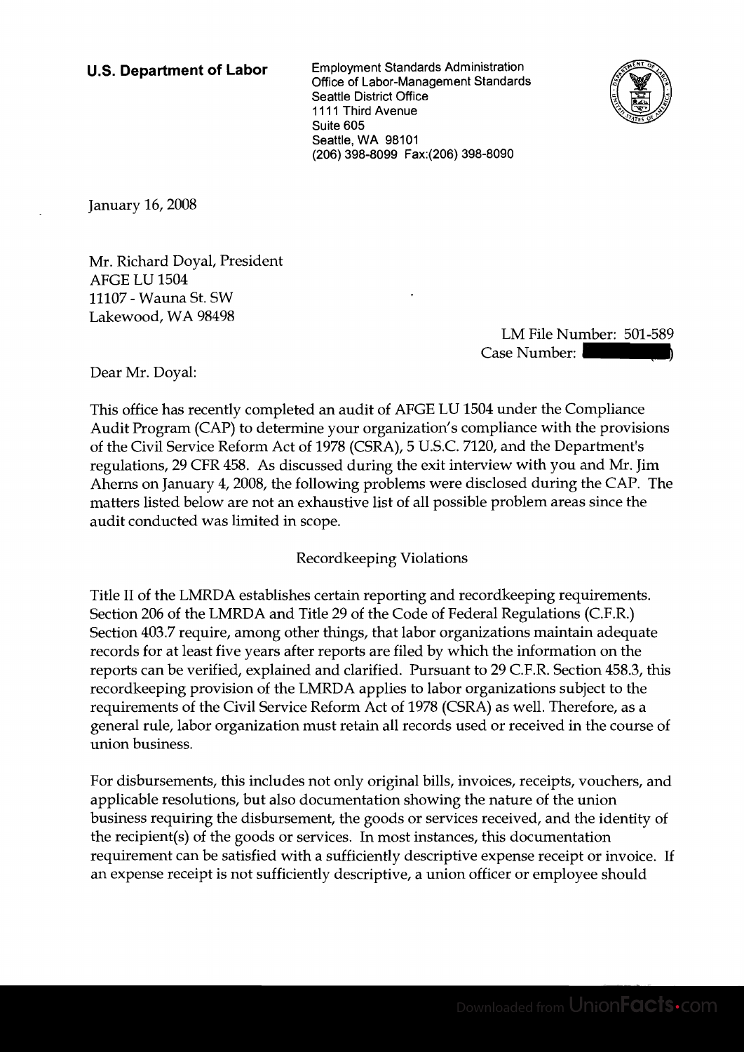**U.S. Department of Labor**

Employment Standards Administration
Office of Labor-Management Standards
Seattle District Office
1111 Third Avenue
Suite 605
Seattle, WA 98101
(206) 398-8099 Fax:(206) 398-8090

January 16, 2008

Mr. Richard Doyal, President
AFGE LU 1504
11107 - Wauna St. SW
Lakewood, WA 98498

LM File Number: 501-589
Case Number: [redacted]

Dear Mr. Doyal:

This office has recently completed an audit of AFGE LU 1504 under the Compliance Audit Program (CAP) to determine your organization's compliance with the provisions of the Civil Service Reform Act of 1978 (CSRA), 5 U.S.C. 7120, and the Department's regulations, 29 CFR 458. As discussed during the exit interview with you and Mr. Jim Aherns on January 4, 2008, the following problems were disclosed during the CAP. The matters listed below are not an exhaustive list of all possible problem areas since the audit conducted was limited in scope.

Recordkeeping Violations

Title II of the LMRDA establishes certain reporting and recordkeeping requirements. Section 206 of the LMRDA and Title 29 of the Code of Federal Regulations (C.F.R.) Section 403.7 require, among other things, that labor organizations maintain adequate records for at least five years after reports are filed by which the information on the reports can be verified, explained and clarified. Pursuant to 29 C.F.R. Section 458.3, this recordkeeping provision of the LMRDA applies to labor organizations subject to the requirements of the Civil Service Reform Act of 1978 (CSRA) as well. Therefore, as a general rule, labor organization must retain all records used or received in the course of union business.

For disbursements, this includes not only original bills, invoices, receipts, vouchers, and applicable resolutions, but also documentation showing the nature of the union business requiring the disbursement, the goods or services received, and the identity of the recipient(s) of the goods or services. In most instances, this documentation requirement can be satisfied with a sufficiently descriptive expense receipt or invoice. If an expense receipt is not sufficiently descriptive, a union officer or employee should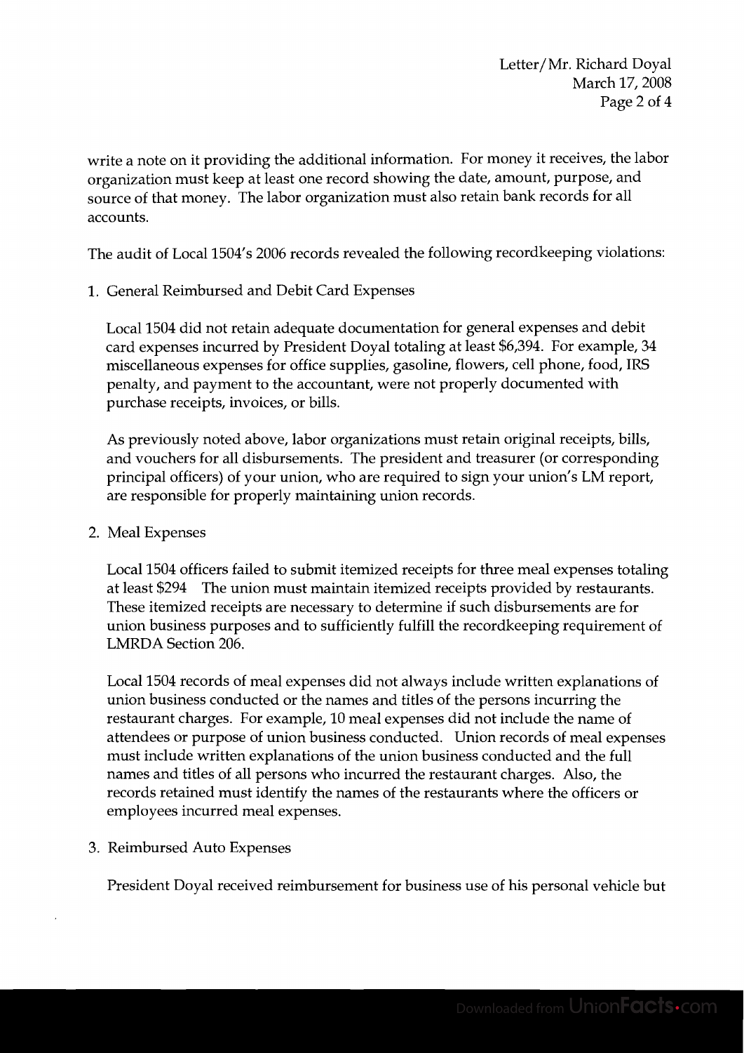write a note on it providing the additional information. For money it receives, the labor organization must keep at least one record showing the date, amount, purpose, and source of that money. The labor organization must also retain bank records for all accounts.

The audit of Local 1504's 2006 records revealed the following recordkeeping violations:

1. General Reimbursed and Debit Card Expenses

   Local 1504 did not retain adequate documentation for general expenses and debit card expenses incurred by President Doyal totaling at least $6,394. For example, 34 miscellaneous expenses for office supplies, gasoline, flowers, cell phone, food, IRS penalty, and payment to the accountant, were not properly documented with purchase receipts, invoices, or bills.

   As previously noted above, labor organizations must retain original receipts, bills, and vouchers for all disbursements. The president and treasurer (or corresponding principal officers) of your union, who are required to sign your union's LM report, are responsible for properly maintaining union records.

2. Meal Expenses

   Local 1504 officers failed to submit itemized receipts for three meal expenses totaling at least $294 The union must maintain itemized receipts provided by restaurants. These itemized receipts are necessary to determine if such disbursements are for union business purposes and to sufficiently fulfill the recordkeeping requirement of LMRDA Section 206.

   Local 1504 records of meal expenses did not always include written explanations of union business conducted or the names and titles of the persons incurring the restaurant charges. For example, 10 meal expenses did not include the name of attendees or purpose of union business conducted. Union records of meal expenses must include written explanations of the union business conducted and the full names and titles of all persons who incurred the restaurant charges. Also, the records retained must identify the names of the restaurants where the officers or employees incurred meal expenses.

3. Reimbursed Auto Expenses

   President Doyal received reimbursement for business use of his personal vehicle but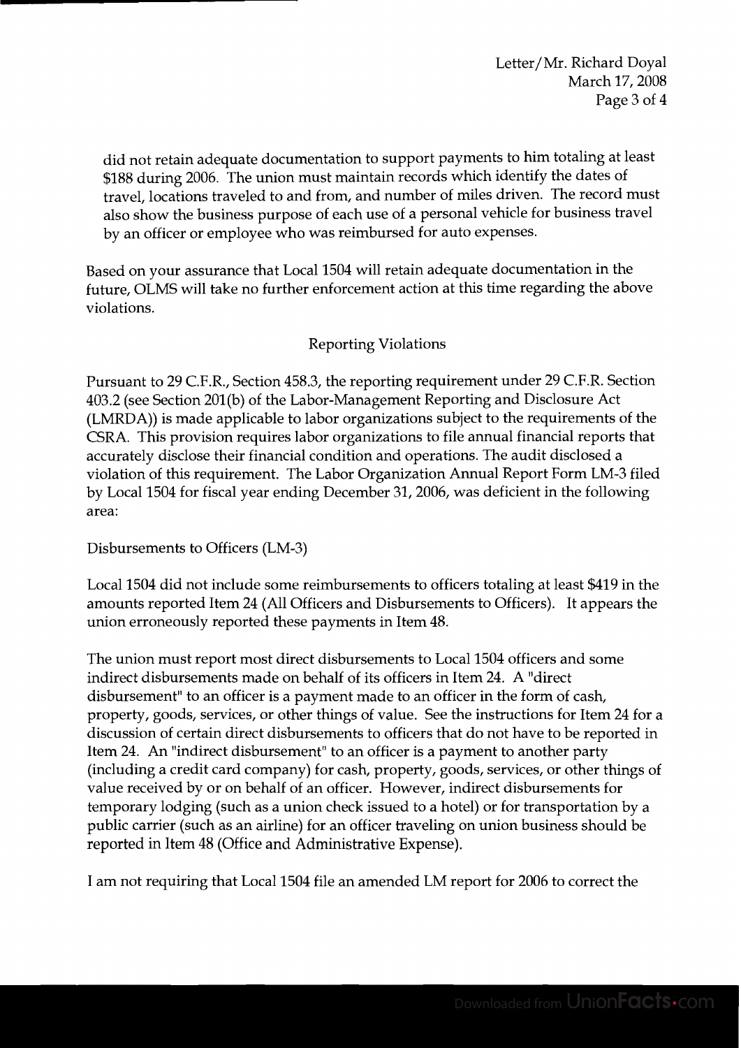did not retain adequate documentation to support payments to him totaling at least $188 during 2006. The union must maintain records which identify the dates of travel, locations traveled to and from, and number of miles driven. The record must also show the business purpose of each use of a personal vehicle for business travel by an officer or employee who was reimbursed for auto expenses.

Based on your assurance that Local 1504 will retain adequate documentation in the future, OLMS will take no further enforcement action at this time regarding the above violations.

## Reporting Violations

Pursuant to 29 C.F.R., Section 458.3, the reporting requirement under 29 C.F.R. Section 403.2 (see Section 201(b) of the Labor-Management Reporting and Disclosure Act (LMRDA)) is made applicable to labor organizations subject to the requirements of the CSRA. This provision requires labor organizations to file annual financial reports that accurately disclose their financial condition and operations. The audit disclosed a violation of this requirement. The Labor Organization Annual Report Form LM-3 filed by Local 1504 for fiscal year ending December 31, 2006, was deficient in the following area:

Disbursements to Officers (LM-3)

Local 1504 did not include some reimbursements to officers totaling at least $419 in the amounts reported Item 24 (All Officers and Disbursements to Officers). It appears the union erroneously reported these payments in Item 48.

The union must report most direct disbursements to Local 1504 officers and some indirect disbursements made on behalf of its officers in Item 24. A "direct disbursement" to an officer is a payment made to an officer in the form of cash, property, goods, services, or other things of value. See the instructions for Item 24 for a discussion of certain direct disbursements to officers that do not have to be reported in Item 24. An "indirect disbursement" to an officer is a payment to another party (including a credit card company) for cash, property, goods, services, or other things of value received by or on behalf of an officer. However, indirect disbursements for temporary lodging (such as a union check issued to a hotel) or for transportation by a public carrier (such as an airline) for an officer traveling on union business should be reported in Item 48 (Office and Administrative Expense).

I am not requiring that Local 1504 file an amended LM report for 2006 to correct the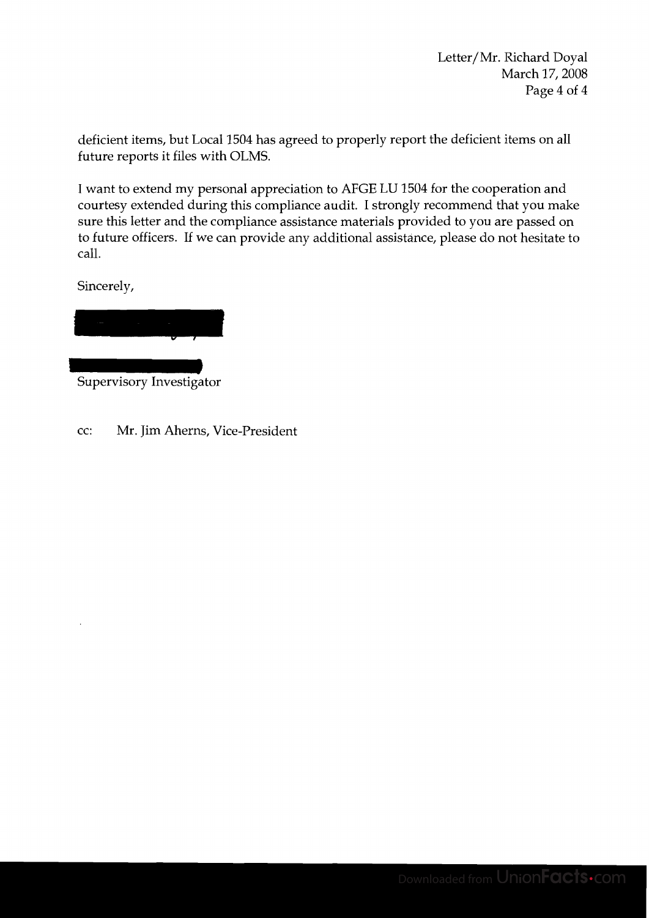deficient items, but Local 1504 has agreed to properly report the deficient items on all future reports it files with OLMS.

I want to extend my personal appreciation to AFGE LU 1504 for the cooperation and courtesy extended during this compliance audit. I strongly recommend that you make sure this letter and the compliance assistance materials provided to you are passed on to future officers. If we can provide any additional assistance, please do not hesitate to call.

Sincerely,

Supervisory Investigator

cc: Mr. Jim Aherns, Vice-President